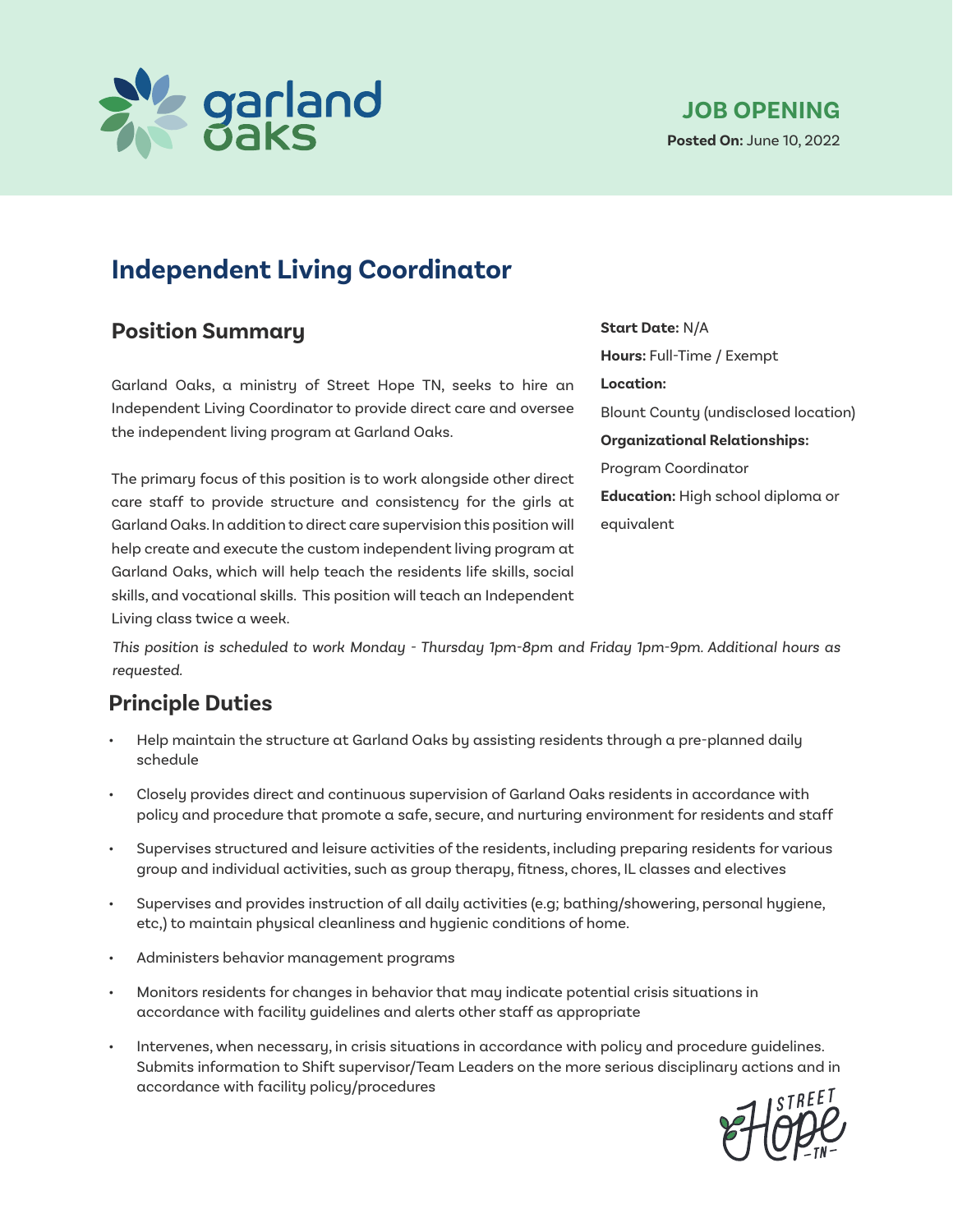garland oaks

**JOB OPENING**

**Posted On:** June 10, 2022

# Independent Living Coordinator

## Position Summary

Garland Oaks, a ministry of Street Hope TN, seeks to hire an Independent Living Coordinator to provide direct care and oversee the independent living program at Garland Oaks.

The primary focus of this position is to work alongside other direct care staff to provide structure and consistency for the girls at Garland Oaks. In addition to direct care supervision this position will help create and execute the custom independent living program at Garland Oaks, which will help teach the residents life skills, social skills, and vocational skills. This position will teach an Independent Living class twice a week.

**Start Date:** N/A

**Hours:** Full-Time / Exempt

**Location:**

Blount County (undisclosed location)

**Organizational Relationships:**

Program Coordinator

**Education:** High school diploma or equivalent

*This position is scheduled to work Monday - Thursday 1pm-8pm and Friday 1pm-9pm. Additional hours as requested.*

## Principle Duties

- Help maintain the structure at Garland Oaks by assisting residents through a pre-planned daily schedule
- Closely provides direct and continuous supervision of Garland Oaks residents in accordance with policy and procedure that promote a safe, secure, and nurturing environment for residents and staff
- Supervises structured and leisure activities of the residents, including preparing residents for various group and individual activities, such as group therapy, fitness, chores, IL classes and electives
- Supervises and provides instruction of all daily activities (e.g; bathing/showering, personal hygiene, etc,) to maintain physical cleanliness and hygienic conditions of home.
- Administers behavior management programs
- Monitors residents for changes in behavior that may indicate potential crisis situations in accordance with facility guidelines and alerts other staff as appropriate
- Intervenes, when necessary, in crisis situations in accordance with policy and procedure guidelines. Submits information to Shift supervisor/Team Leaders on the more serious disciplinary actions and in accordance with facility policy/procedures

STREET Hope -TN-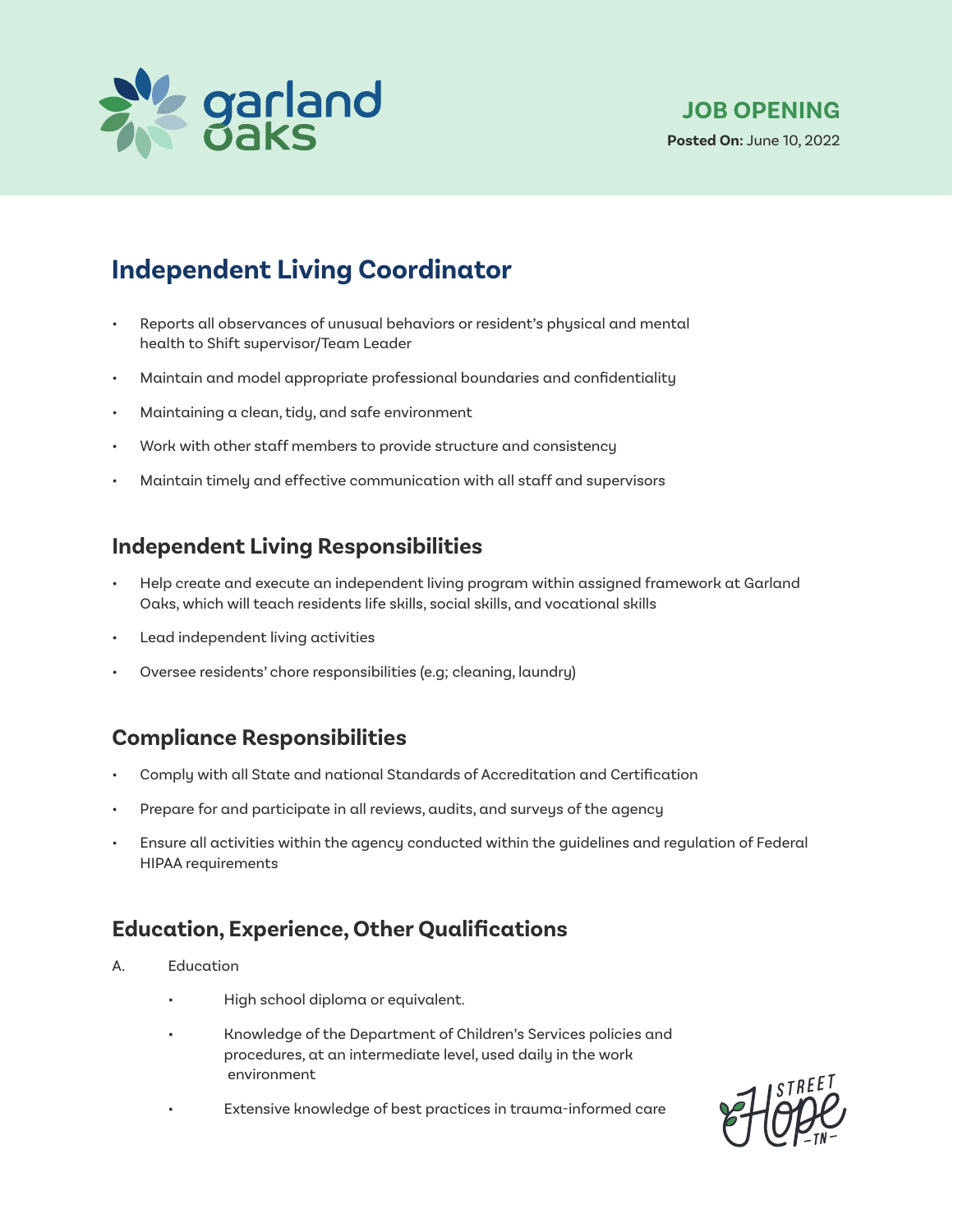JOB OPENING

**Posted On:** June 10, 2022

## Independent Living Coordinator

- Reports all observances of unusual behaviors or resident's physical and mental health to Shift supervisor/Team Leader
- Maintain and model appropriate professional boundaries and confidentiality
- Maintaining a clean, tidy, and safe environment
- Work with other staff members to provide structure and consistency
- Maintain timely and effective communication with all staff and supervisors

### Independent Living Responsibilities

- Help create and execute an independent living program within assigned framework at Garland Oaks, which will teach residents life skills, social skills, and vocational skills
- Lead independent living activities
- Oversee residents' chore responsibilities (e.g; cleaning, laundry)

### Compliance Responsibilities

- Comply with all State and national Standards of Accreditation and Certification
- Prepare for and participate in all reviews, audits, and surveys of the agency
- Ensure all activities within the agency conducted within the guidelines and regulation of Federal HIPAA requirements

### Education, Experience, Other Qualifications

A. Education

- High school diploma or equivalent.
- Knowledge of the Department of Children's Services policies and procedures, at an intermediate level, used daily in the work environment
- Extensive knowledge of best practices in trauma-informed care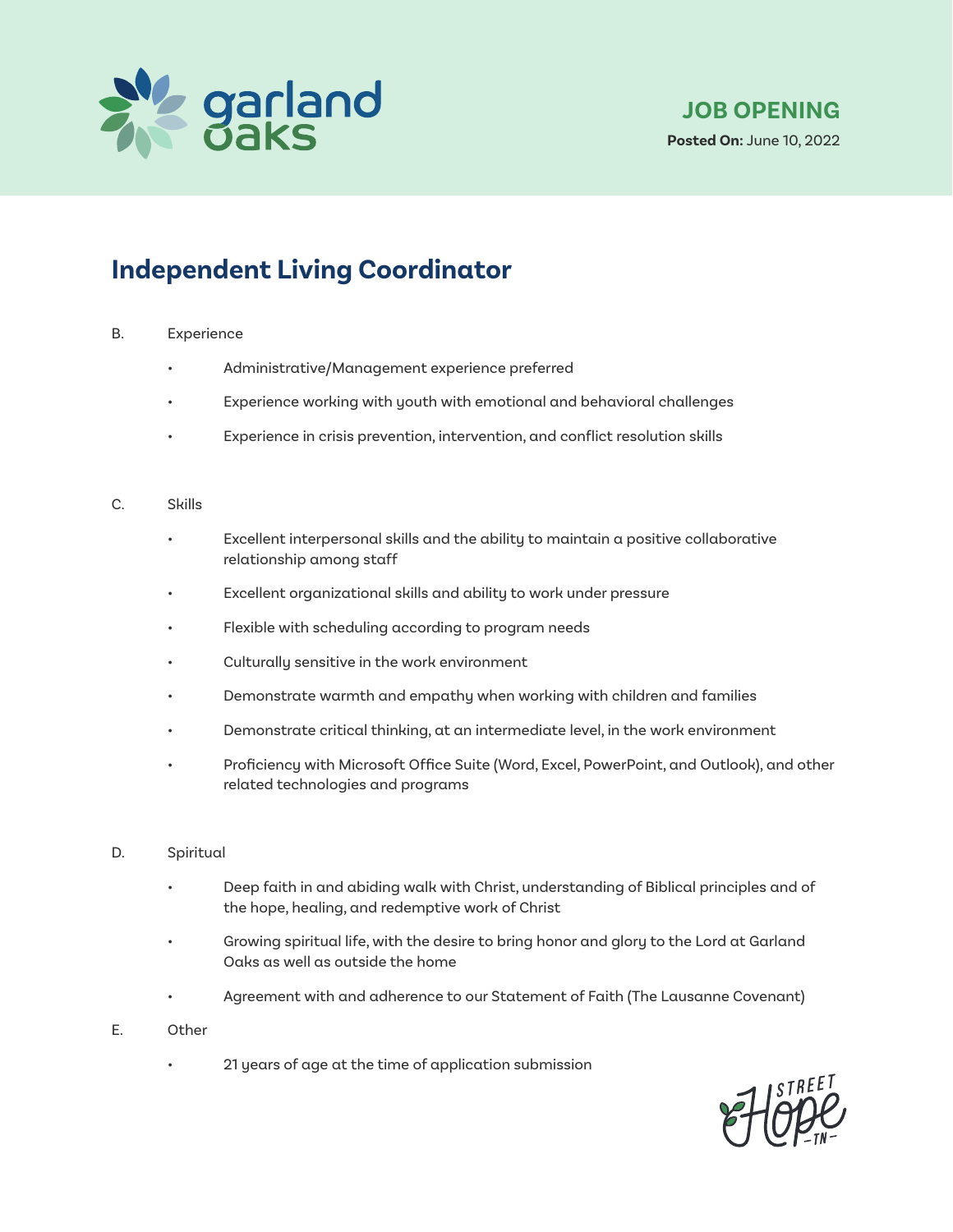garland oaks

**JOB OPENING**

**Posted On:** June 10, 2022

# Independent Living Coordinator

B. Experience

- Administrative/Management experience preferred
- Experience working with youth with emotional and behavioral challenges
- Experience in crisis prevention, intervention, and conflict resolution skills

C. Skills

- Excellent interpersonal skills and the ability to maintain a positive collaborative relationship among staff
- Excellent organizational skills and ability to work under pressure
- Flexible with scheduling according to program needs
- Culturally sensitive in the work environment
- Demonstrate warmth and empathy when working with children and families
- Demonstrate critical thinking, at an intermediate level, in the work environment
- Proficiency with Microsoft Office Suite (Word, Excel, PowerPoint, and Outlook), and other related technologies and programs

D. Spiritual

- Deep faith in and abiding walk with Christ, understanding of Biblical principles and of the hope, healing, and redemptive work of Christ
- Growing spiritual life, with the desire to bring honor and glory to the Lord at Garland Oaks as well as outside the home
- Agreement with and adherence to our Statement of Faith (The Lausanne Covenant)

E. Other

- 21 years of age at the time of application submission

Street Hope TN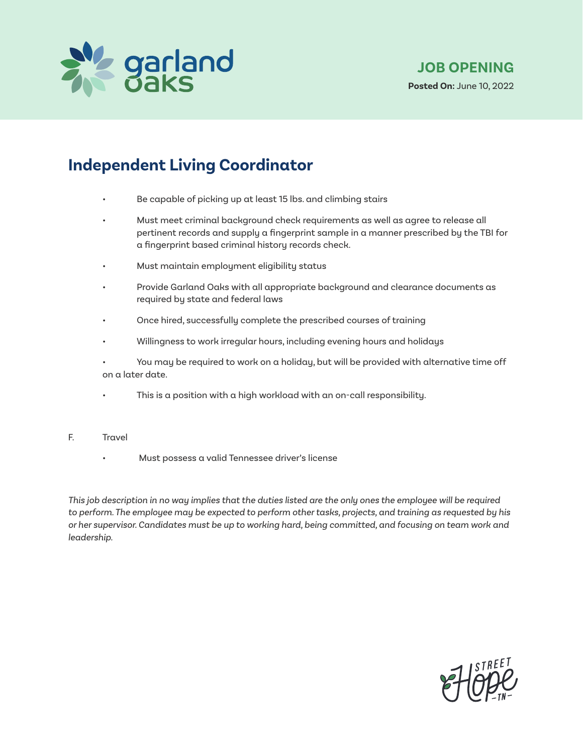**JOB OPENING**

**Posted On:** June 10, 2022

# Independent Living Coordinator

- Be capable of picking up at least 15 lbs. and climbing stairs
- Must meet criminal background check requirements as well as agree to release all pertinent records and supply a fingerprint sample in a manner prescribed by the TBI for a fingerprint based criminal history records check.
- Must maintain employment eligibility status
- Provide Garland Oaks with all appropriate background and clearance documents as required by state and federal laws
- Once hired, successfully complete the prescribed courses of training
- Willingness to work irregular hours, including evening hours and holidays
- You may be required to work on a holiday, but will be provided with alternative time off on a later date.
- This is a position with a high workload with an on-call responsibility.

F. Travel

- Must possess a valid Tennessee driver's license

*This job description in no way implies that the duties listed are the only ones the employee will be required to perform. The employee may be expected to perform other tasks, projects, and training as requested by his or her supervisor. Candidates must be up to working hard, being committed, and focusing on team work and leadership.*